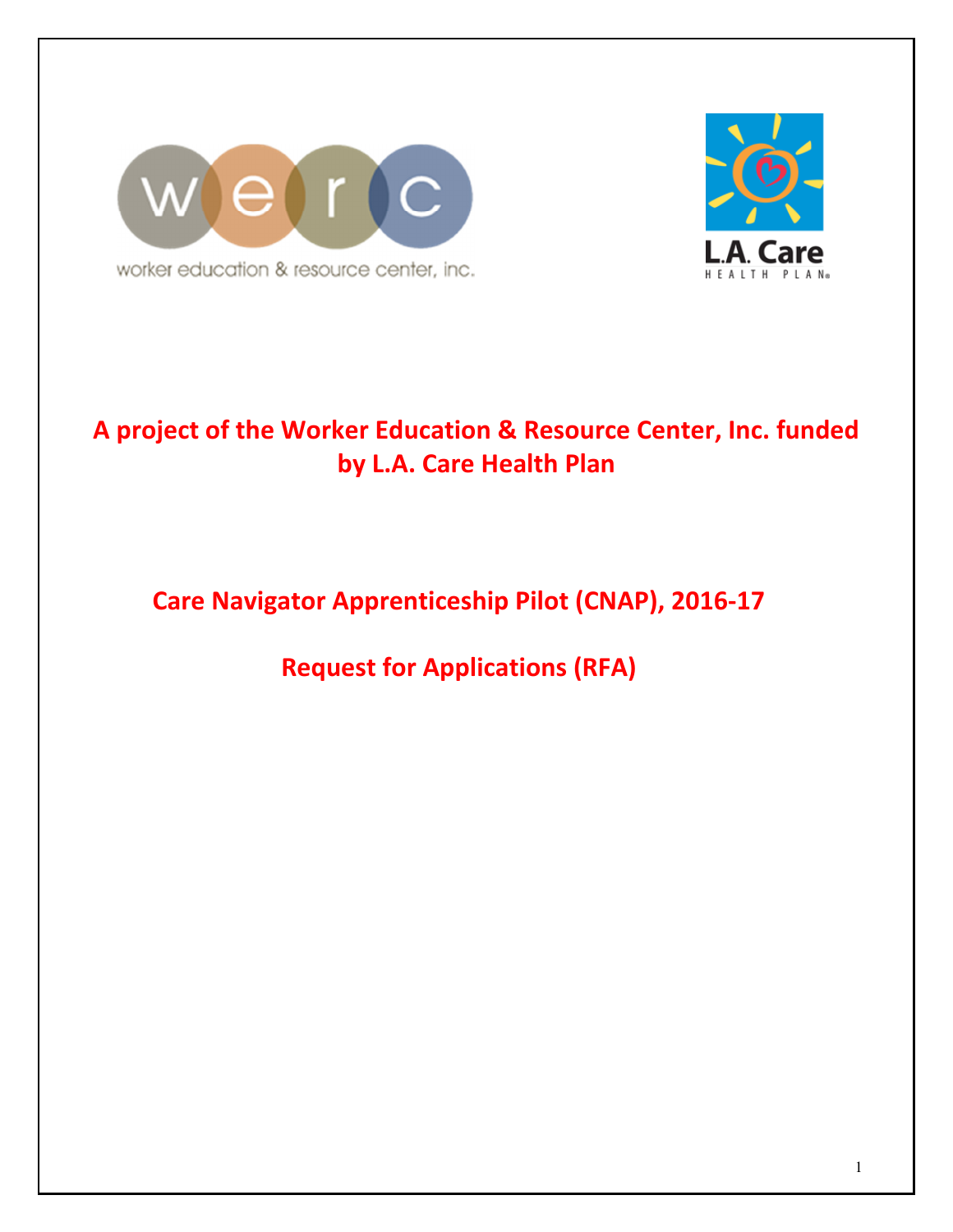worker education & resource center, inc.

L.A. Care HEALTH PLAN

# A project of the Worker Education & Resource Center, Inc. funded by L.A. Care Health Plan

## Care Navigator Apprenticeship Pilot (CNAP), 2016-17

## Request for Applications (RFA)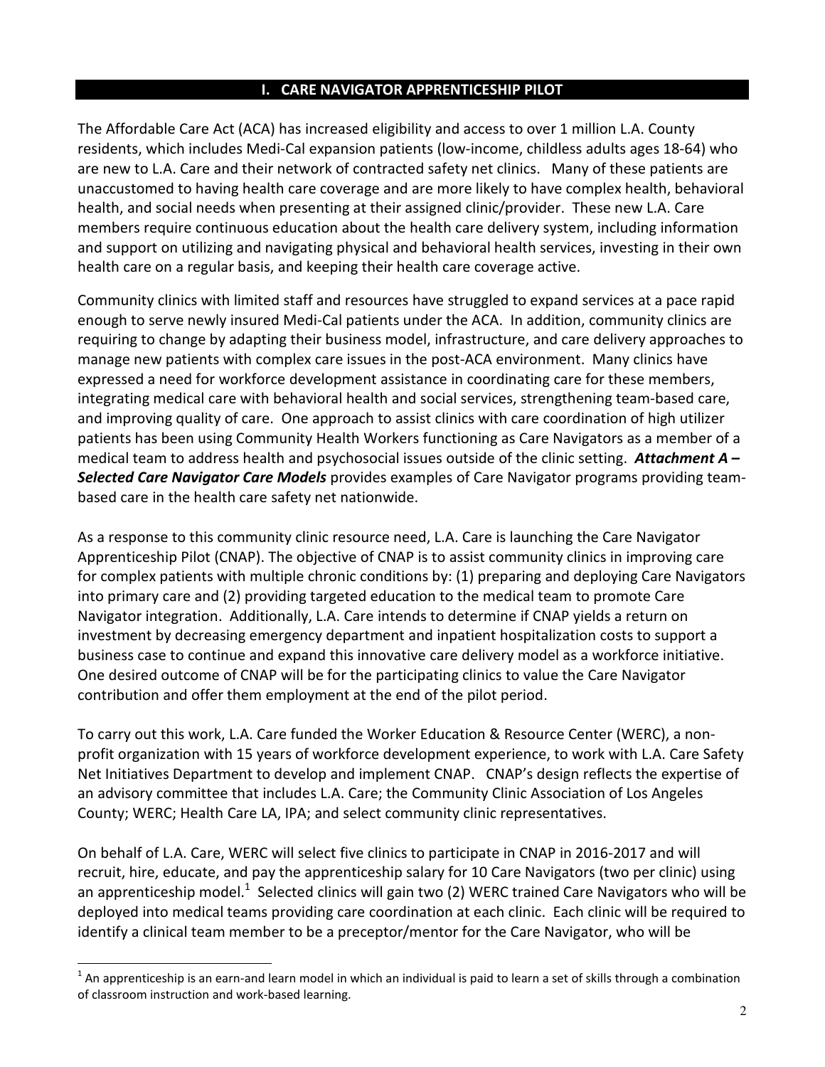## I. CARE NAVIGATOR APPRENTICESHIP PILOT

The Affordable Care Act (ACA) has increased eligibility and access to over 1 million L.A. County residents, which includes Medi-Cal expansion patients (low-income, childless adults ages 18-64) who are new to L.A. Care and their network of contracted safety net clinics. Many of these patients are unaccustomed to having health care coverage and are more likely to have complex health, behavioral health, and social needs when presenting at their assigned clinic/provider. These new L.A. Care members require continuous education about the health care delivery system, including information and support on utilizing and navigating physical and behavioral health services, investing in their own health care on a regular basis, and keeping their health care coverage active.

Community clinics with limited staff and resources have struggled to expand services at a pace rapid enough to serve newly insured Medi-Cal patients under the ACA. In addition, community clinics are requiring to change by adapting their business model, infrastructure, and care delivery approaches to manage new patients with complex care issues in the post-ACA environment. Many clinics have expressed a need for workforce development assistance in coordinating care for these members, integrating medical care with behavioral health and social services, strengthening team-based care, and improving quality of care. One approach to assist clinics with care coordination of high utilizer patients has been using Community Health Workers functioning as Care Navigators as a member of a medical team to address health and psychosocial issues outside of the clinic setting. ***Attachment A – Selected Care Navigator Care Models*** provides examples of Care Navigator programs providing team-based care in the health care safety net nationwide.

As a response to this community clinic resource need, L.A. Care is launching the Care Navigator Apprenticeship Pilot (CNAP). The objective of CNAP is to assist community clinics in improving care for complex patients with multiple chronic conditions by: (1) preparing and deploying Care Navigators into primary care and (2) providing targeted education to the medical team to promote Care Navigator integration. Additionally, L.A. Care intends to determine if CNAP yields a return on investment by decreasing emergency department and inpatient hospitalization costs to support a business case to continue and expand this innovative care delivery model as a workforce initiative. One desired outcome of CNAP will be for the participating clinics to value the Care Navigator contribution and offer them employment at the end of the pilot period.

To carry out this work, L.A. Care funded the Worker Education & Resource Center (WERC), a non-profit organization with 15 years of workforce development experience, to work with L.A. Care Safety Net Initiatives Department to develop and implement CNAP. CNAP's design reflects the expertise of an advisory committee that includes L.A. Care; the Community Clinic Association of Los Angeles County; WERC; Health Care LA, IPA; and select community clinic representatives.

On behalf of L.A. Care, WERC will select five clinics to participate in CNAP in 2016-2017 and will recruit, hire, educate, and pay the apprenticeship salary for 10 Care Navigators (two per clinic) using an apprenticeship model.[1] Selected clinics will gain two (2) WERC trained Care Navigators who will be deployed into medical teams providing care coordination at each clinic. Each clinic will be required to identify a clinical team member to be a preceptor/mentor for the Care Navigator, who will be

---

[1] An apprenticeship is an earn-and learn model in which an individual is paid to learn a set of skills through a combination of classroom instruction and work-based learning.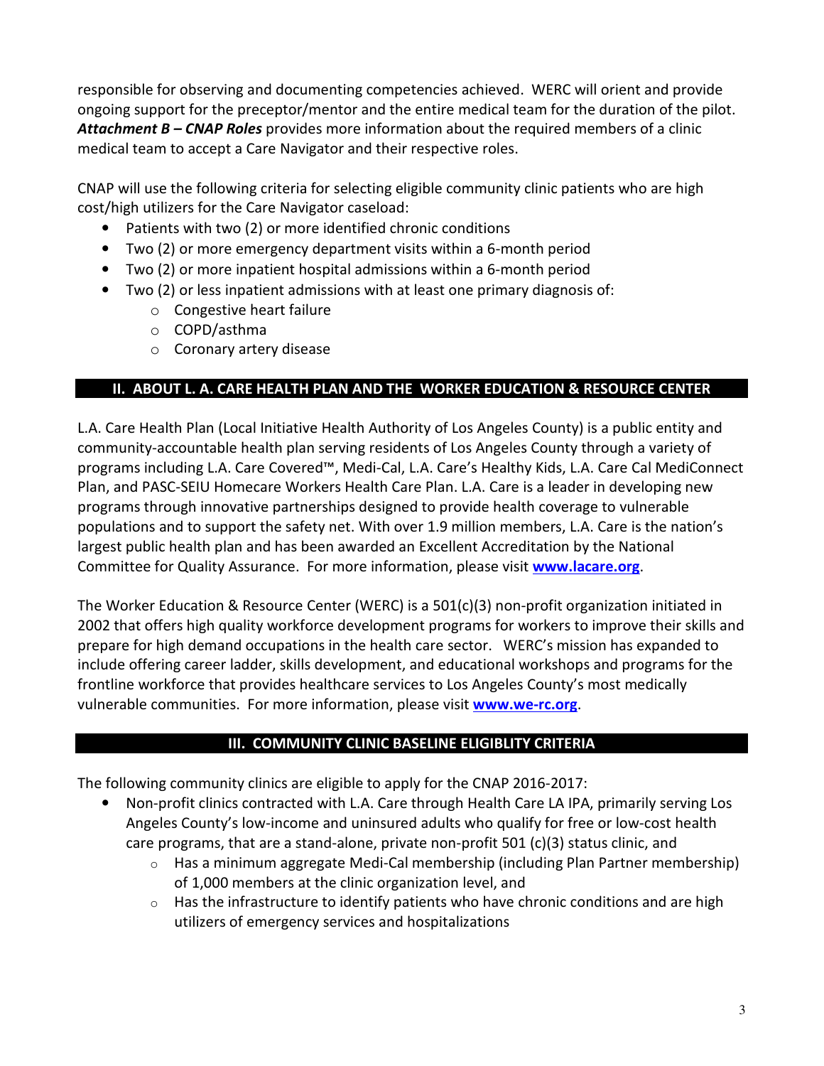responsible for observing and documenting competencies achieved. WERC will orient and provide ongoing support for the preceptor/mentor and the entire medical team for the duration of the pilot. ***Attachment B – CNAP Roles*** provides more information about the required members of a clinic medical team to accept a Care Navigator and their respective roles.

CNAP will use the following criteria for selecting eligible community clinic patients who are high cost/high utilizers for the Care Navigator caseload:

- Patients with two (2) or more identified chronic conditions
- Two (2) or more emergency department visits within a 6-month period
- Two (2) or more inpatient hospital admissions within a 6-month period
- Two (2) or less inpatient admissions with at least one primary diagnosis of:
  - Congestive heart failure
  - COPD/asthma
  - Coronary artery disease

## II. ABOUT L. A. CARE HEALTH PLAN AND THE WORKER EDUCATION & RESOURCE CENTER

L.A. Care Health Plan (Local Initiative Health Authority of Los Angeles County) is a public entity and community-accountable health plan serving residents of Los Angeles County through a variety of programs including L.A. Care Covered™, Medi-Cal, L.A. Care's Healthy Kids, L.A. Care Cal MediConnect Plan, and PASC-SEIU Homecare Workers Health Care Plan. L.A. Care is a leader in developing new programs through innovative partnerships designed to provide health coverage to vulnerable populations and to support the safety net. With over 1.9 million members, L.A. Care is the nation's largest public health plan and has been awarded an Excellent Accreditation by the National Committee for Quality Assurance. For more information, please visit **www.lacare.org**.

The Worker Education & Resource Center (WERC) is a 501(c)(3) non-profit organization initiated in 2002 that offers high quality workforce development programs for workers to improve their skills and prepare for high demand occupations in the health care sector. WERC's mission has expanded to include offering career ladder, skills development, and educational workshops and programs for the frontline workforce that provides healthcare services to Los Angeles County's most medically vulnerable communities. For more information, please visit **www.we-rc.org**.

## III. COMMUNITY CLINIC BASELINE ELIGIBLITY CRITERIA

The following community clinics are eligible to apply for the CNAP 2016-2017:

- Non-profit clinics contracted with L.A. Care through Health Care LA IPA, primarily serving Los Angeles County's low-income and uninsured adults who qualify for free or low-cost health care programs, that are a stand-alone, private non-profit 501 (c)(3) status clinic, and
  - Has a minimum aggregate Medi-Cal membership (including Plan Partner membership) of 1,000 members at the clinic organization level, and
  - Has the infrastructure to identify patients who have chronic conditions and are high utilizers of emergency services and hospitalizations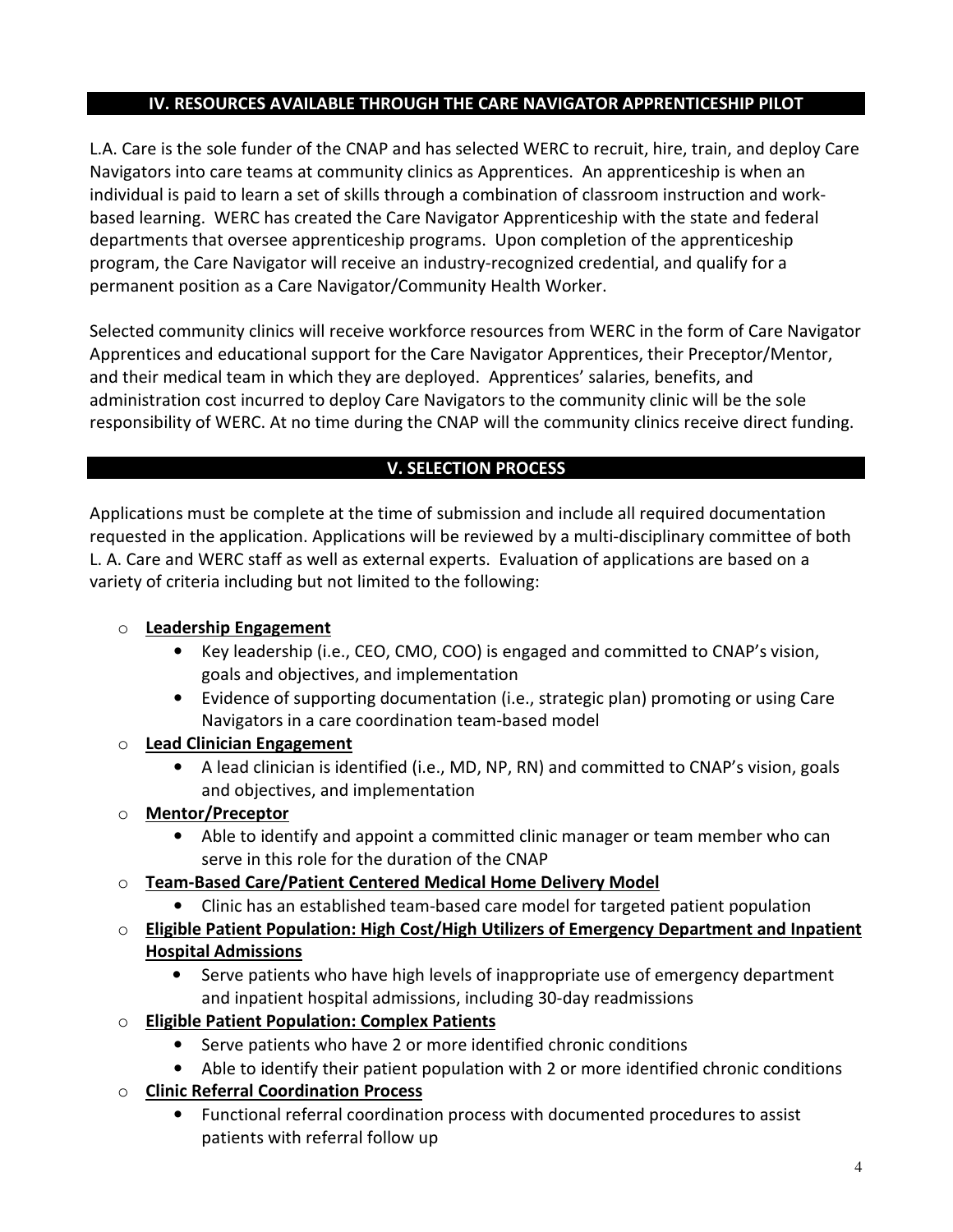## IV. RESOURCES AVAILABLE THROUGH THE CARE NAVIGATOR APPRENTICESHIP PILOT

L.A. Care is the sole funder of the CNAP and has selected WERC to recruit, hire, train, and deploy Care Navigators into care teams at community clinics as Apprentices. An apprenticeship is when an individual is paid to learn a set of skills through a combination of classroom instruction and work-based learning. WERC has created the Care Navigator Apprenticeship with the state and federal departments that oversee apprenticeship programs. Upon completion of the apprenticeship program, the Care Navigator will receive an industry-recognized credential, and qualify for a permanent position as a Care Navigator/Community Health Worker.

Selected community clinics will receive workforce resources from WERC in the form of Care Navigator Apprentices and educational support for the Care Navigator Apprentices, their Preceptor/Mentor, and their medical team in which they are deployed. Apprentices' salaries, benefits, and administration cost incurred to deploy Care Navigators to the community clinic will be the sole responsibility of WERC. At no time during the CNAP will the community clinics receive direct funding.

## V. SELECTION PROCESS

Applications must be complete at the time of submission and include all required documentation requested in the application. Applications will be reviewed by a multi-disciplinary committee of both L. A. Care and WERC staff as well as external experts. Evaluation of applications are based on a variety of criteria including but not limited to the following:

- **Leadership Engagement**
  - Key leadership (i.e., CEO, CMO, COO) is engaged and committed to CNAP's vision, goals and objectives, and implementation
  - Evidence of supporting documentation (i.e., strategic plan) promoting or using Care Navigators in a care coordination team-based model
- **Lead Clinician Engagement**
  - A lead clinician is identified (i.e., MD, NP, RN) and committed to CNAP's vision, goals and objectives, and implementation
- **Mentor/Preceptor**
  - Able to identify and appoint a committed clinic manager or team member who can serve in this role for the duration of the CNAP
- **Team-Based Care/Patient Centered Medical Home Delivery Model**
  - Clinic has an established team-based care model for targeted patient population
- **Eligible Patient Population: High Cost/High Utilizers of Emergency Department and Inpatient Hospital Admissions**
  - Serve patients who have high levels of inappropriate use of emergency department and inpatient hospital admissions, including 30-day readmissions
- **Eligible Patient Population: Complex Patients**
  - Serve patients who have 2 or more identified chronic conditions
  - Able to identify their patient population with 2 or more identified chronic conditions
- **Clinic Referral Coordination Process**
  - Functional referral coordination process with documented procedures to assist patients with referral follow up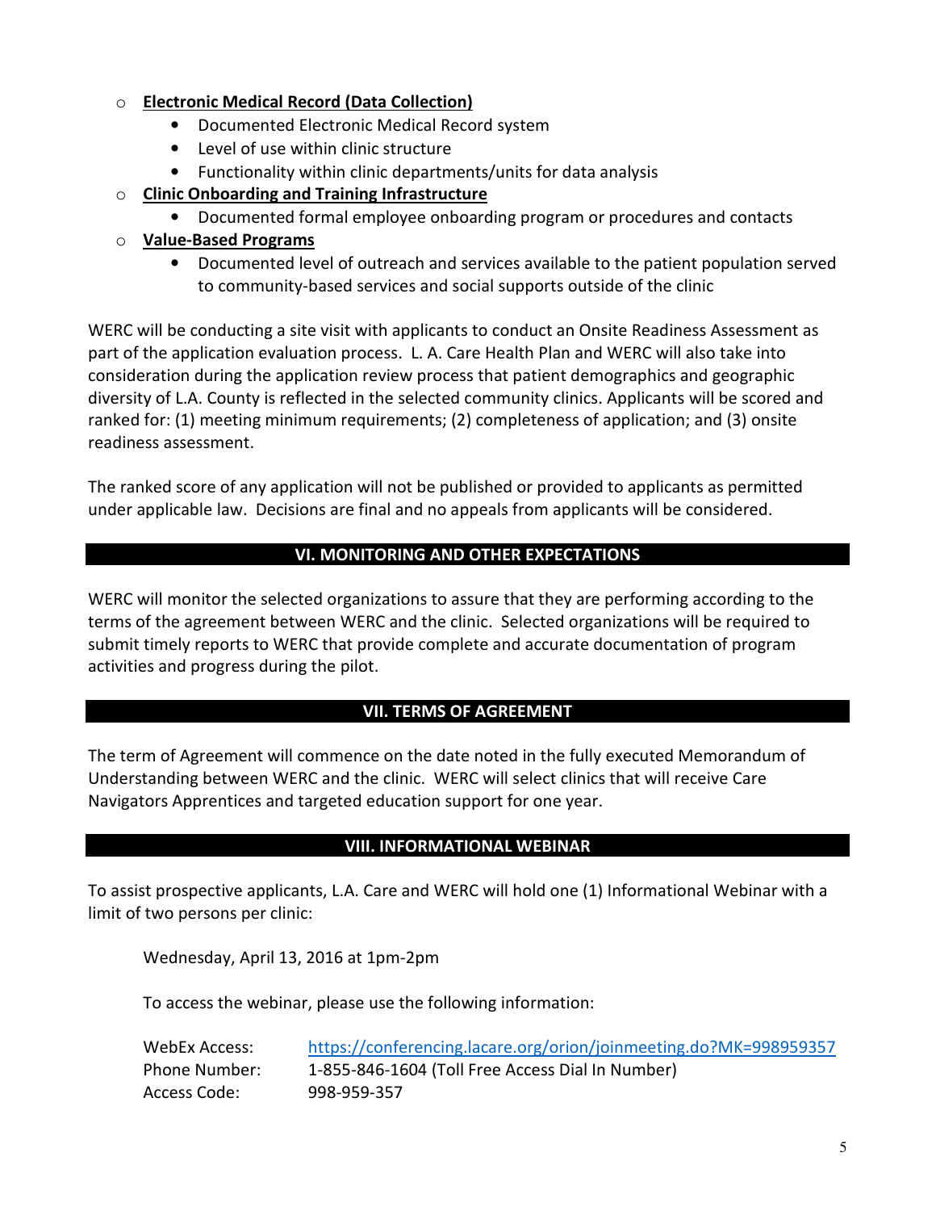- **Electronic Medical Record (Data Collection)**
  - Documented Electronic Medical Record system
  - Level of use within clinic structure
  - Functionality within clinic departments/units for data analysis
- **Clinic Onboarding and Training Infrastructure**
  - Documented formal employee onboarding program or procedures and contacts
- **Value-Based Programs**
  - Documented level of outreach and services available to the patient population served to community-based services and social supports outside of the clinic

WERC will be conducting a site visit with applicants to conduct an Onsite Readiness Assessment as part of the application evaluation process. L. A. Care Health Plan and WERC will also take into consideration during the application review process that patient demographics and geographic diversity of L.A. County is reflected in the selected community clinics. Applicants will be scored and ranked for: (1) meeting minimum requirements; (2) completeness of application; and (3) onsite readiness assessment.

The ranked score of any application will not be published or provided to applicants as permitted under applicable law. Decisions are final and no appeals from applicants will be considered.

## VI. MONITORING AND OTHER EXPECTATIONS

WERC will monitor the selected organizations to assure that they are performing according to the terms of the agreement between WERC and the clinic. Selected organizations will be required to submit timely reports to WERC that provide complete and accurate documentation of program activities and progress during the pilot.

## VII. TERMS OF AGREEMENT

The term of Agreement will commence on the date noted in the fully executed Memorandum of Understanding between WERC and the clinic. WERC will select clinics that will receive Care Navigators Apprentices and targeted education support for one year.

## VIII. INFORMATIONAL WEBINAR

To assist prospective applicants, L.A. Care and WERC will hold one (1) Informational Webinar with a limit of two persons per clinic:

Wednesday, April 13, 2016 at 1pm-2pm

To access the webinar, please use the following information:

WebEx Access: https://conferencing.lacare.org/orion/joinmeeting.do?MK=998959357
Phone Number: 1-855-846-1604 (Toll Free Access Dial In Number)
Access Code: 998-959-357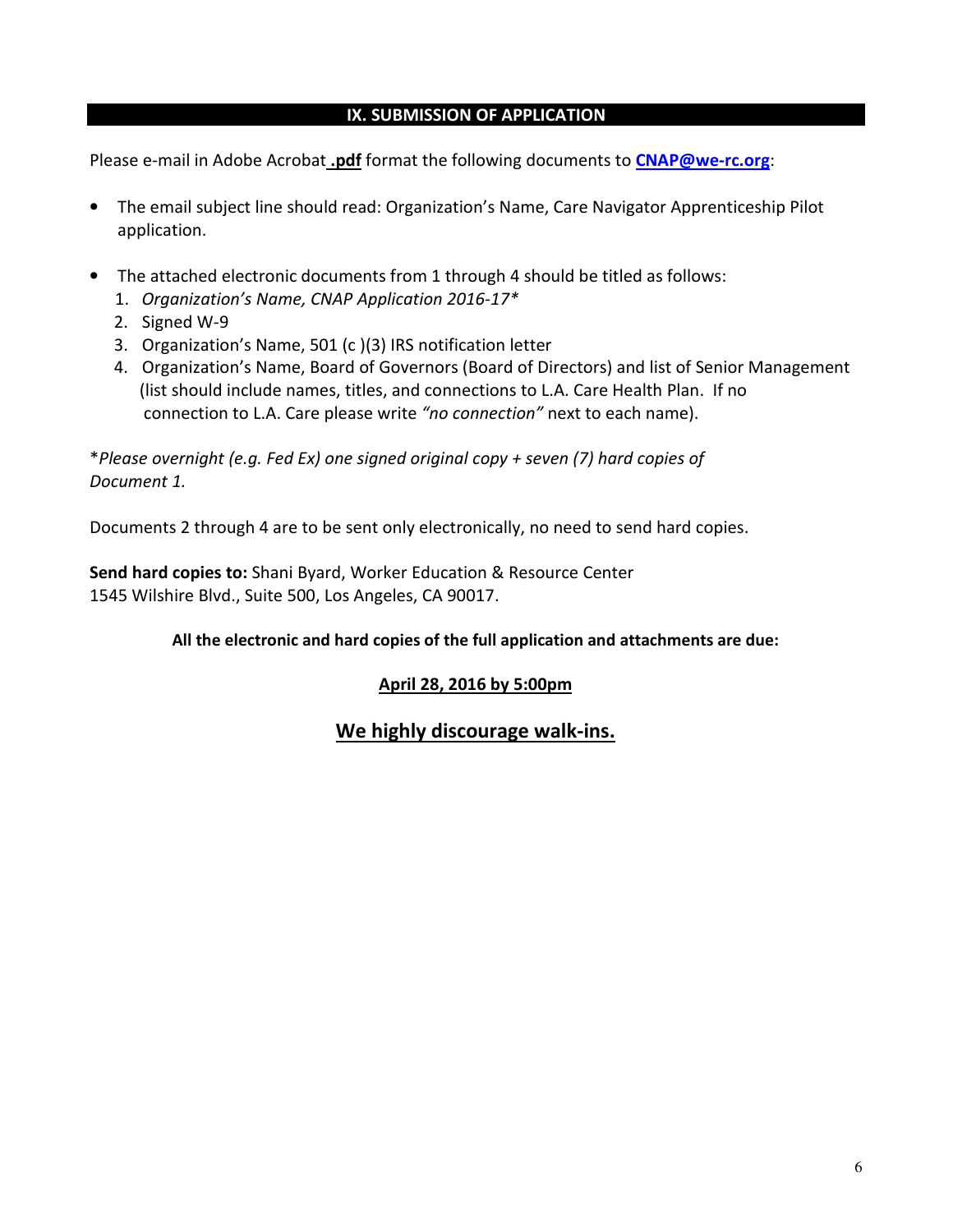## IX. SUBMISSION OF APPLICATION

Please e-mail in Adobe Acrobat **.pdf** format the following documents to **CNAP@we-rc.org**:

- The email subject line should read: Organization's Name, Care Navigator Apprenticeship Pilot application.

- The attached electronic documents from 1 through 4 should be titled as follows:
  1. *Organization's Name, CNAP Application 2016-17**
  2. Signed W-9
  3. Organization's Name, 501 (c )(3) IRS notification letter
  4. Organization's Name, Board of Governors (Board of Directors) and list of Senior Management (list should include names, titles, and connections to L.A. Care Health Plan. If no connection to L.A. Care please write *"no connection"* next to each name).

**Please overnight (e.g. Fed Ex) one signed original copy + seven (7) hard copies of Document 1.*

Documents 2 through 4 are to be sent only electronically, no need to send hard copies.

**Send hard copies to:** Shani Byard, Worker Education & Resource Center
1545 Wilshire Blvd., Suite 500, Los Angeles, CA 90017.

**All the electronic and hard copies of the full application and attachments are due:**

**<u>April 28, 2016 by 5:00pm</u>**

**<u>We highly discourage walk-ins.</u>**